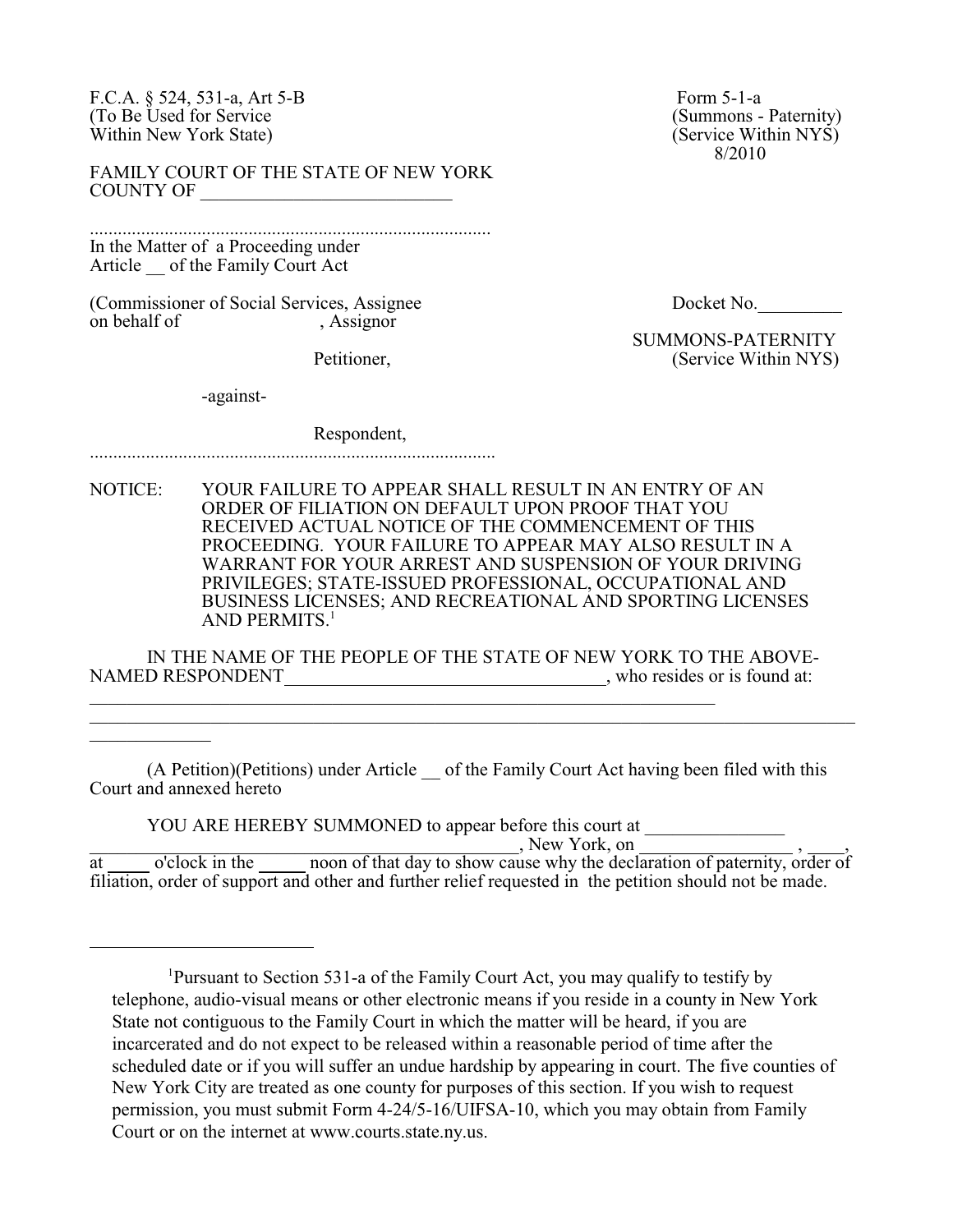F.C.A. § 524, 531-a, Art 5-B
(To Be Used for Service
Within New York State)

Form 5-1-a
(Summons - Paternity)
(Service Within NYS)
8/2010

FAMILY COURT OF THE STATE OF NEW YORK
COUNTY OF ___________________________

.......................................................................................
In the Matter of a Proceeding under
Article __ of the Family Court Act

(Commissioner of Social Services, Assignee
on behalf of , Assignor

Petitioner,

-against-

Respondent,
.......................................................................................

Docket No._________

SUMMONS-PATERNITY
(Service Within NYS)

NOTICE: YOUR FAILURE TO APPEAR SHALL RESULT IN AN ENTRY OF AN ORDER OF FILIATION ON DEFAULT UPON PROOF THAT YOU RECEIVED ACTUAL NOTICE OF THE COMMENCEMENT OF THIS PROCEEDING. YOUR FAILURE TO APPEAR MAY ALSO RESULT IN A WARRANT FOR YOUR ARREST AND SUSPENSION OF YOUR DRIVING PRIVILEGES; STATE-ISSUED PROFESSIONAL, OCCUPATIONAL AND BUSINESS LICENSES; AND RECREATIONAL AND SPORTING LICENSES AND PERMITS.[1]

IN THE NAME OF THE PEOPLE OF THE STATE OF NEW YORK TO THE ABOVE-NAMED RESPONDENT___________________________________, who resides or is found at:
______________________________________________________________________
______________________________________________________________________
_____________

(A Petition)(Petitions) under Article __ of the Family Court Act having been filed with this Court and annexed hereto

YOU ARE HEREBY SUMMONED to appear before this court at _______________
_______________________________________________, New York, on ________________ , ____, at _____ o'clock in the _____ noon of that day to show cause why the declaration of paternity, order of filiation, order of support and other and further relief requested in the petition should not be made.

---

[1] Pursuant to Section 531-a of the Family Court Act, you may qualify to testify by telephone, audio-visual means or other electronic means if you reside in a county in New York State not contiguous to the Family Court in which the matter will be heard, if you are incarcerated and do not expect to be released within a reasonable period of time after the scheduled date or if you will suffer an undue hardship by appearing in court. The five counties of New York City are treated as one county for purposes of this section. If you wish to request permission, you must submit Form 4-24/5-16/UIFSA-10, which you may obtain from Family Court or on the internet at www.courts.state.ny.us.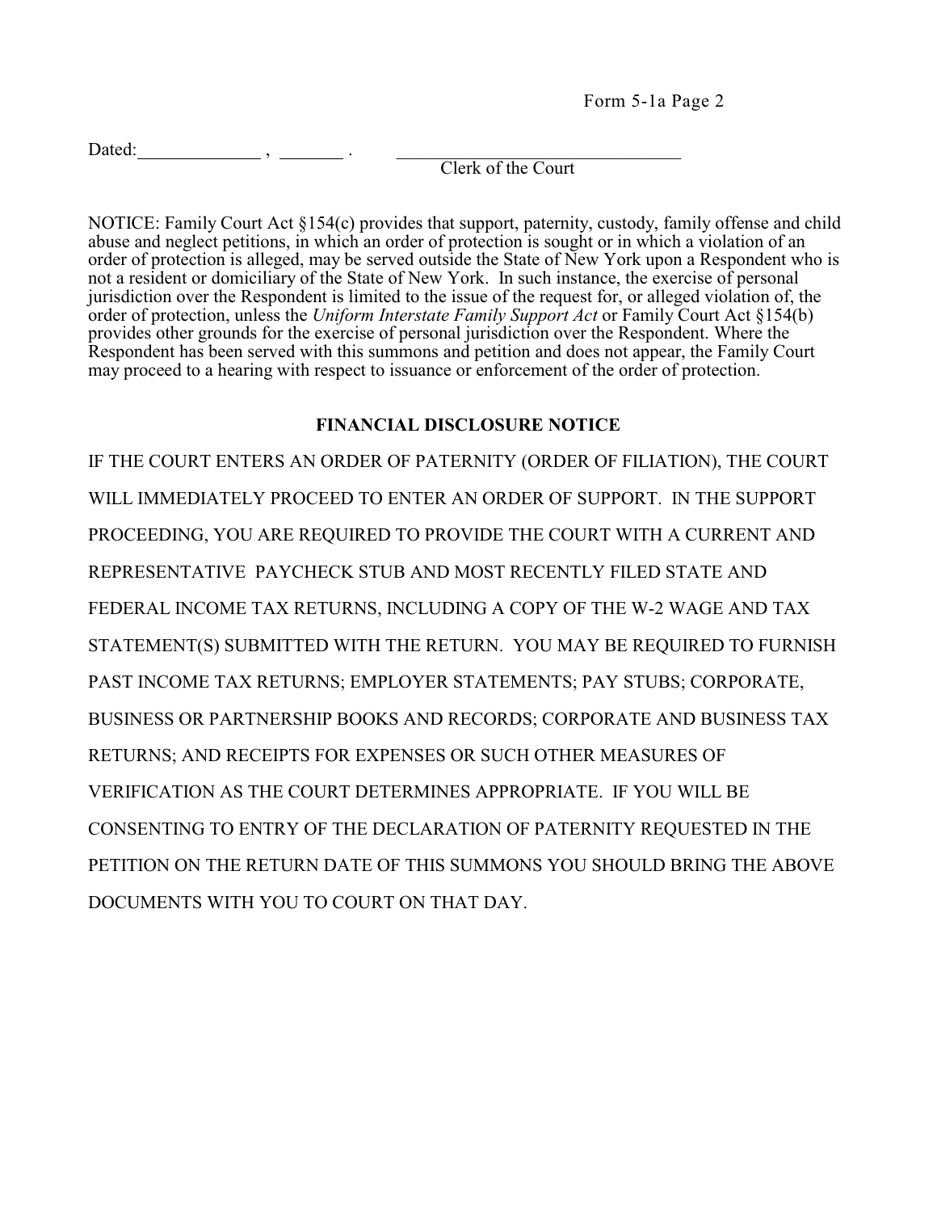Dated: ____________ , ______ .                ______________________________
Clerk of the Court

NOTICE: Family Court Act §154(c) provides that support, paternity, custody, family offense and child abuse and neglect petitions, in which an order of protection is sought or in which a violation of an order of protection is alleged, may be served outside the State of New York upon a Respondent who is not a resident or domiciliary of the State of New York. In such instance, the exercise of personal jurisdiction over the Respondent is limited to the issue of the request for, or alleged violation of, the order of protection, unless the *Uniform Interstate Family Support Act* or Family Court Act §154(b) provides other grounds for the exercise of personal jurisdiction over the Respondent. Where the Respondent has been served with this summons and petition and does not appear, the Family Court may proceed to a hearing with respect to issuance or enforcement of the order of protection.

**FINANCIAL DISCLOSURE NOTICE**

IF THE COURT ENTERS AN ORDER OF PATERNITY (ORDER OF FILIATION), THE COURT WILL IMMEDIATELY PROCEED TO ENTER AN ORDER OF SUPPORT. IN THE SUPPORT PROCEEDING, YOU ARE REQUIRED TO PROVIDE THE COURT WITH A CURRENT AND REPRESENTATIVE PAYCHECK STUB AND MOST RECENTLY FILED STATE AND FEDERAL INCOME TAX RETURNS, INCLUDING A COPY OF THE W-2 WAGE AND TAX STATEMENT(S) SUBMITTED WITH THE RETURN. YOU MAY BE REQUIRED TO FURNISH PAST INCOME TAX RETURNS; EMPLOYER STATEMENTS; PAY STUBS; CORPORATE, BUSINESS OR PARTNERSHIP BOOKS AND RECORDS; CORPORATE AND BUSINESS TAX RETURNS; AND RECEIPTS FOR EXPENSES OR SUCH OTHER MEASURES OF VERIFICATION AS THE COURT DETERMINES APPROPRIATE. IF YOU WILL BE CONSENTING TO ENTRY OF THE DECLARATION OF PATERNITY REQUESTED IN THE PETITION ON THE RETURN DATE OF THIS SUMMONS YOU SHOULD BRING THE ABOVE DOCUMENTS WITH YOU TO COURT ON THAT DAY.